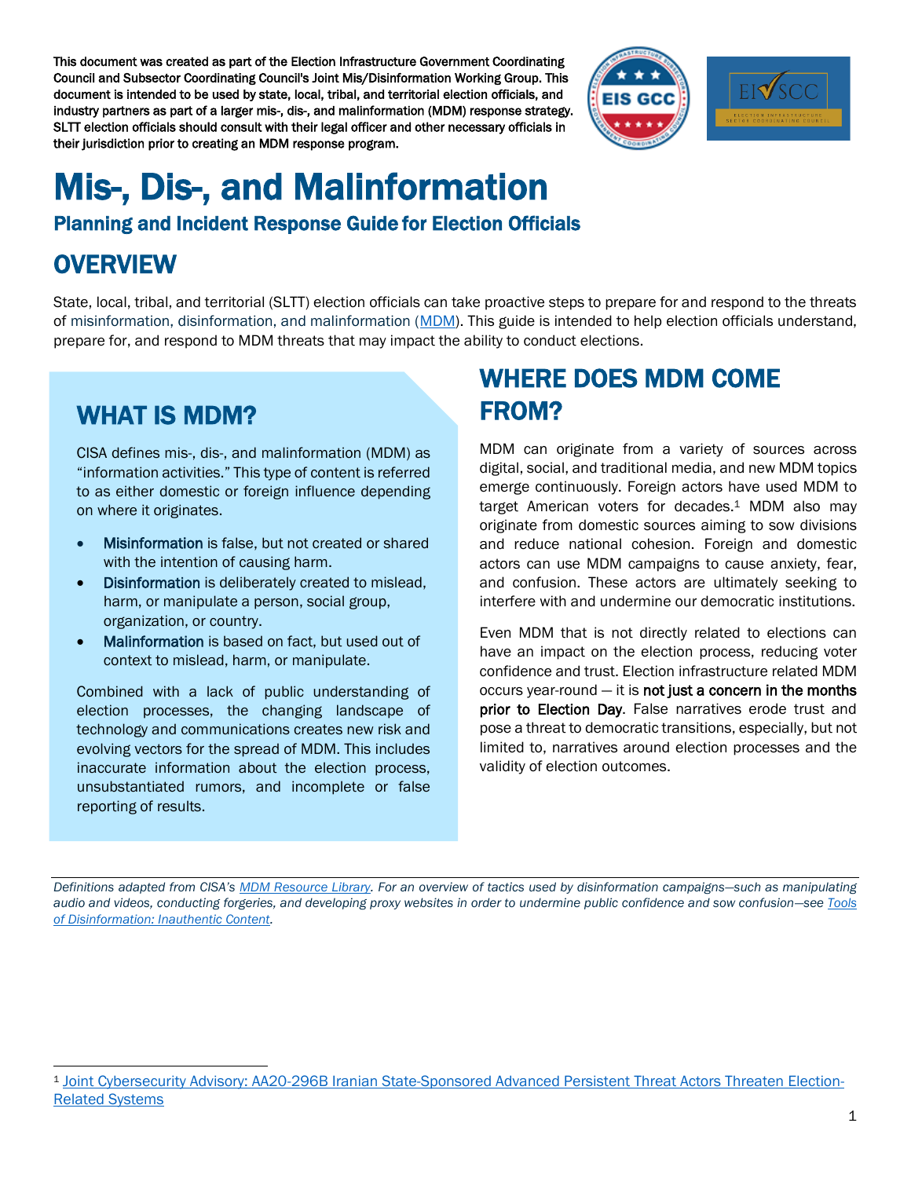**This document was created as part of the Election Infrastructure Government Coordinating Council and Subsector Coordinating Council's Joint Mis/Disinformation Working Group. This document is intended to be used by state, local, tribal, and territorial election officials, and industry partners as part of a larger mis-, dis-, and malinformation (MDM) response strategy. SLTT election officials should consult with their legal officer and other necessary officials in their jurisdiction prior to creating an MDM response program.**

# Mis-, Dis-, and Malinformation

### Planning and Incident Response Guide for Election Officials

## OVERVIEW

State, local, tribal, and territorial (SLTT) election officials can take proactive steps to prepare for and respond to the threats of misinformation, disinformation, and malinformation (MDM). This guide is intended to help election officials understand, prepare for, and respond to MDM threats that may impact the ability to conduct elections.

## WHAT IS MDM?

CISA defines mis-, dis-, and malinformation (MDM) as "information activities." This type of content is referred to as either domestic or foreign influence depending on where it originates.

- Misinformation is false, but not created or shared with the intention of causing harm.
- Disinformation is deliberately created to mislead, harm, or manipulate a person, social group, organization, or country.
- Malinformation is based on fact, but used out of context to mislead, harm, or manipulate.

Combined with a lack of public understanding of election processes, the changing landscape of technology and communications creates new risk and evolving vectors for the spread of MDM. This includes inaccurate information about the election process, unsubstantiated rumors, and incomplete or false reporting of results.

## WHERE DOES MDM COME FROM?

MDM can originate from a variety of sources across digital, social, and traditional media, and new MDM topics emerge continuously. Foreign actors have used MDM to target American voters for decades.[1] MDM also may originate from domestic sources aiming to sow divisions and reduce national cohesion. Foreign and domestic actors can use MDM campaigns to cause anxiety, fear, and confusion. These actors are ultimately seeking to interfere with and undermine our democratic institutions.

Even MDM that is not directly related to elections can have an impact on the election process, reducing voter confidence and trust. Election infrastructure related MDM occurs year-round — it is **not just a concern in the months prior to Election Day**. False narratives erode trust and pose a threat to democratic transitions, especially, but not limited to, narratives around election processes and the validity of election outcomes.

*Definitions adapted from CISA's MDM Resource Library. For an overview of tactics used by disinformation campaigns—such as manipulating audio and videos, conducting forgeries, and developing proxy websites in order to undermine public confidence and sow confusion—see Tools of Disinformation: Inauthentic Content.*

[1] Joint Cybersecurity Advisory: AA20-296B Iranian State-Sponsored Advanced Persistent Threat Actors Threaten Election-Related Systems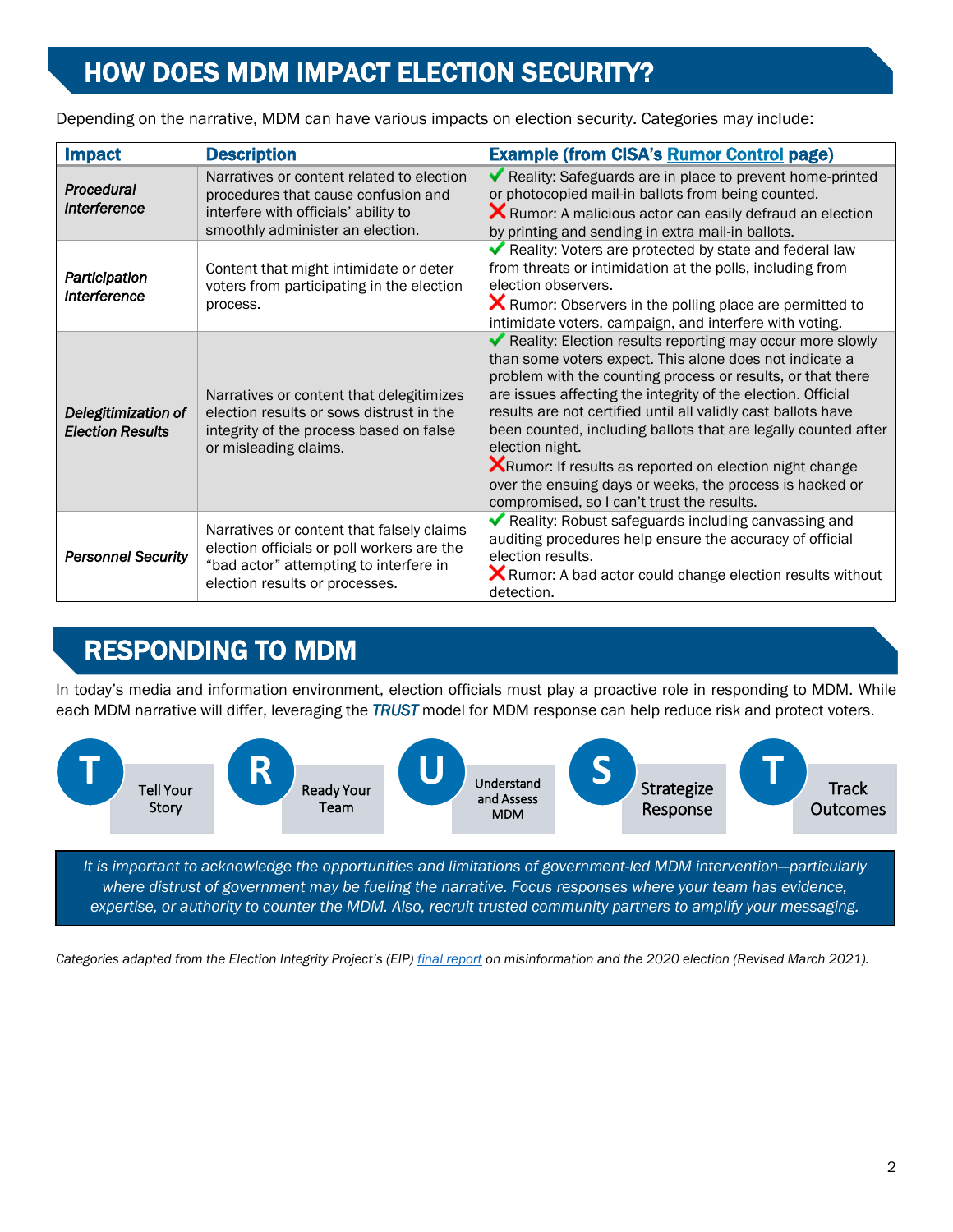## HOW DOES MDM IMPACT ELECTION SECURITY?

Depending on the narrative, MDM can have various impacts on election security. Categories may include:

| Impact | Description | Example (from CISA's Rumor Control page) |
|---|---|---|
| *Procedural Interference* | Narratives or content related to election procedures that cause confusion and interfere with officials' ability to smoothly administer an election. | ✔ Reality: Safeguards are in place to prevent home-printed or photocopied mail-in ballots from being counted. ✘ Rumor: A malicious actor can easily defraud an election by printing and sending in extra mail-in ballots. |
| *Participation Interference* | Content that might intimidate or deter voters from participating in the election process. | ✔ Reality: Voters are protected by state and federal law from threats or intimidation at the polls, including from election observers. ✘ Rumor: Observers in the polling place are permitted to intimidate voters, campaign, and interfere with voting. |
| *Delegitimization of Election Results* | Narratives or content that delegitimizes election results or sows distrust in the integrity of the process based on false or misleading claims. | ✔ Reality: Election results reporting may occur more slowly than some voters expect. This alone does not indicate a problem with the counting process or results, or that there are issues affecting the integrity of the election. Official results are not certified until all validly cast ballots have been counted, including ballots that are legally counted after election night. ✘ Rumor: If results as reported on election night change over the ensuing days or weeks, the process is hacked or compromised, so I can't trust the results. |
| *Personnel Security* | Narratives or content that falsely claims election officials or poll workers are the "bad actor" attempting to interfere in election results or processes. | ✔ Reality: Robust safeguards including canvassing and auditing procedures help ensure the accuracy of official election results. ✘ Rumor: A bad actor could change election results without detection. |

## RESPONDING TO MDM

In today's media and information environment, election officials must play a proactive role in responding to MDM. While each MDM narrative will differ, leveraging the ***TRUST*** model for MDM response can help reduce risk and protect voters.

- **T** – Tell Your Story
- **R** – Ready Your Team
- **U** – Understand and Assess MDM
- **S** – Strategize Response
- **T** – Track Outcomes

*It is important to acknowledge the opportunities and limitations of government-led MDM intervention—particularly where distrust of government may be fueling the narrative. Focus responses where your team has evidence, expertise, or authority to counter the MDM. Also, recruit trusted community partners to amplify your messaging.*

*Categories adapted from the Election Integrity Project's (EIP) final report on misinformation and the 2020 election (Revised March 2021).*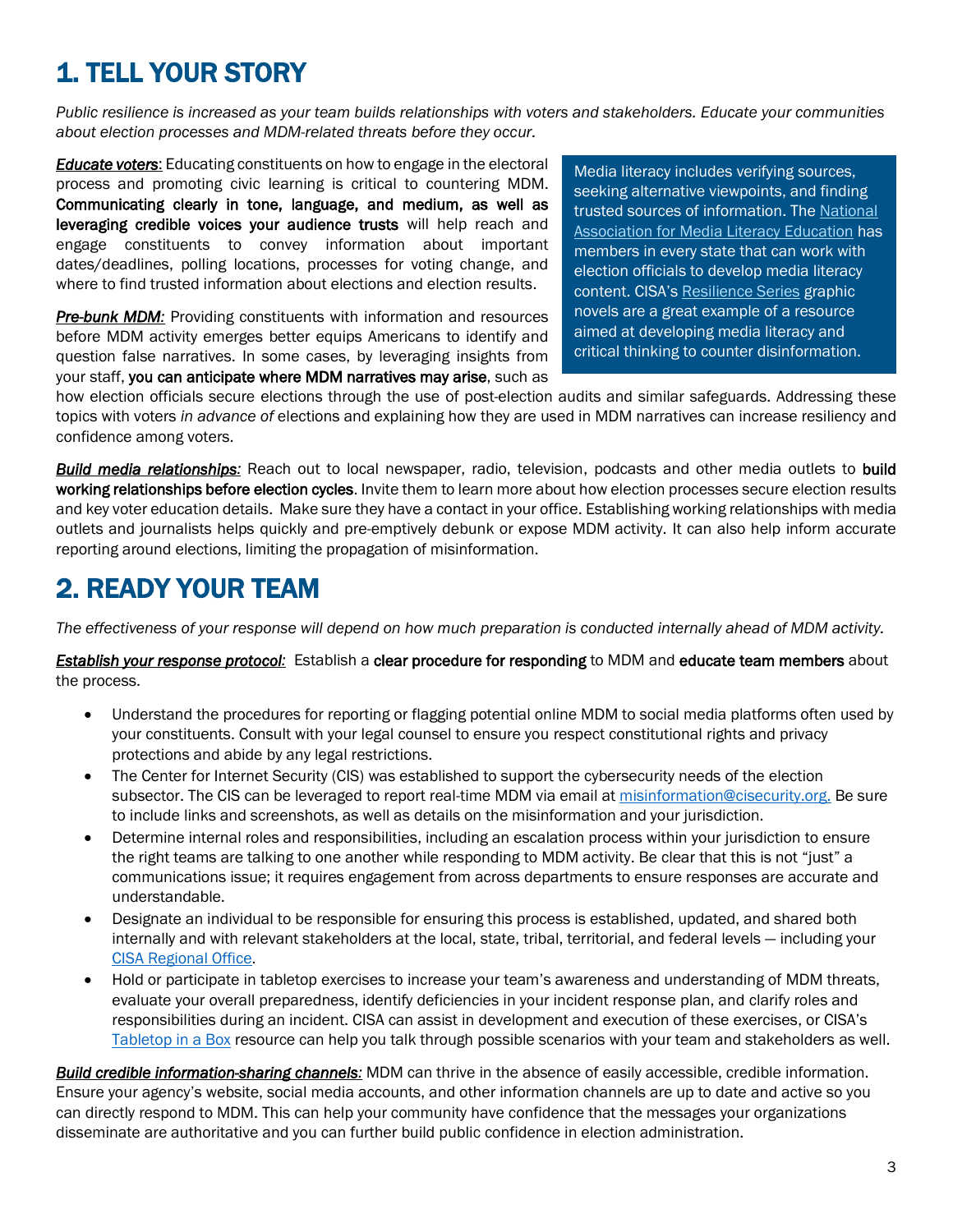# 1. TELL YOUR STORY

*Public resilience is increased as your team builds relationships with voters and stakeholders. Educate your communities about election processes and MDM-related threats before they occur.*

***Educate voters*:** Educating constituents on how to engage in the electoral process and promoting civic learning is critical to countering MDM. **Communicating clearly in tone, language, and medium, as well as leveraging credible voices your audience trusts** will help reach and engage constituents to convey information about important dates/deadlines, polling locations, processes for voting change, and where to find trusted information about elections and election results.

***Pre-bunk MDM:*** Providing constituents with information and resources before MDM activity emerges better equips Americans to identify and question false narratives. In some cases, by leveraging insights from your staff, **you can anticipate where MDM narratives may arise**, such as how election officials secure elections through the use of post-election audits and similar safeguards. Addressing these topics with voters *in advance of* elections and explaining how they are used in MDM narratives can increase resiliency and confidence among voters.

> Media literacy includes verifying sources, seeking alternative viewpoints, and finding trusted sources of information. The National Association for Media Literacy Education has members in every state that can work with election officials to develop media literacy content. CISA's Resilience Series graphic novels are a great example of a resource aimed at developing media literacy and critical thinking to counter disinformation.

***Build media relationships:*** Reach out to local newspaper, radio, television, podcasts and other media outlets to **build working relationships before election cycles**. Invite them to learn more about how election processes secure election results and key voter education details. Make sure they have a contact in your office. Establishing working relationships with media outlets and journalists helps quickly and pre-emptively debunk or expose MDM activity. It can also help inform accurate reporting around elections, limiting the propagation of misinformation.

# 2. READY YOUR TEAM

*The effectiveness of your response will depend on how much preparation is conducted internally ahead of MDM activity.*

***Establish your response protocol:*** Establish a **clear procedure for responding** to MDM and **educate team members** about the process.

- Understand the procedures for reporting or flagging potential online MDM to social media platforms often used by your constituents. Consult with your legal counsel to ensure you respect constitutional rights and privacy protections and abide by any legal restrictions.
- The Center for Internet Security (CIS) was established to support the cybersecurity needs of the election subsector. The CIS can be leveraged to report real-time MDM via email at misinformation@cisecurity.org. Be sure to include links and screenshots, as well as details on the misinformation and your jurisdiction.
- Determine internal roles and responsibilities, including an escalation process within your jurisdiction to ensure the right teams are talking to one another while responding to MDM activity. Be clear that this is not "just" a communications issue; it requires engagement from across departments to ensure responses are accurate and understandable.
- Designate an individual to be responsible for ensuring this process is established, updated, and shared both internally and with relevant stakeholders at the local, state, tribal, territorial, and federal levels — including your CISA Regional Office.
- Hold or participate in tabletop exercises to increase your team's awareness and understanding of MDM threats, evaluate your overall preparedness, identify deficiencies in your incident response plan, and clarify roles and responsibilities during an incident. CISA can assist in development and execution of these exercises, or CISA's Tabletop in a Box resource can help you talk through possible scenarios with your team and stakeholders as well.

***Build credible information-sharing channels:*** MDM can thrive in the absence of easily accessible, credible information. Ensure your agency's website, social media accounts, and other information channels are up to date and active so you can directly respond to MDM. This can help your community have confidence that the messages your organizations disseminate are authoritative and you can further build public confidence in election administration.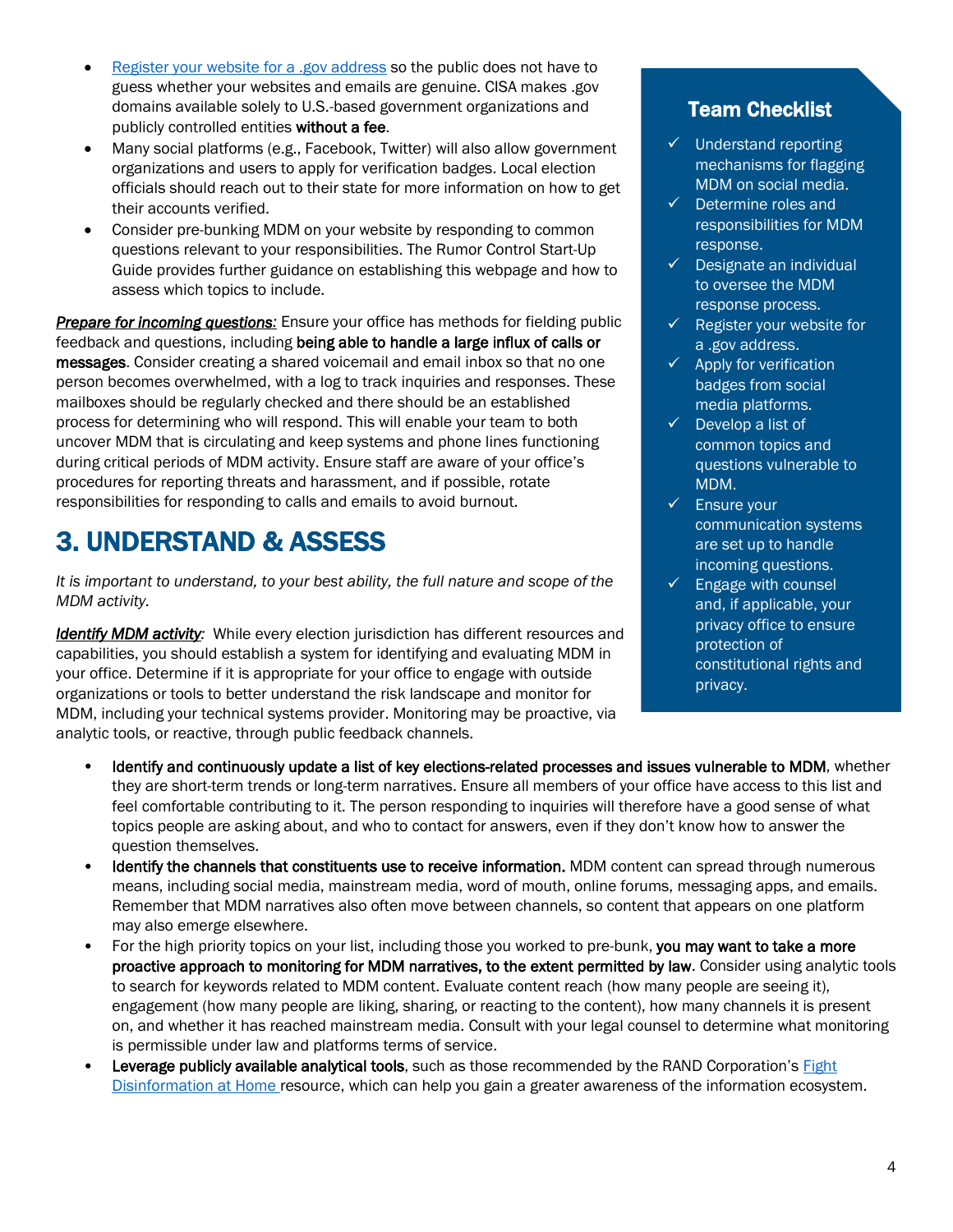- [Register your website for a .gov address](#) so the public does not have to guess whether your websites and emails are genuine. CISA makes .gov domains available solely to U.S.-based government organizations and publicly controlled entities **without a fee**.
- Many social platforms (e.g., Facebook, Twitter) will also allow government organizations and users to apply for verification badges. Local election officials should reach out to their state for more information on how to get their accounts verified.
- Consider pre-bunking MDM on your website by responding to common questions relevant to your responsibilities. The Rumor Control Start-Up Guide provides further guidance on establishing this webpage and how to assess which topics to include.

***Prepare for incoming questions:*** Ensure your office has methods for fielding public feedback and questions, including **being able to handle a large influx of calls or messages**. Consider creating a shared voicemail and email inbox so that no one person becomes overwhelmed, with a log to track inquiries and responses. These mailboxes should be regularly checked and there should be an established process for determining who will respond. This will enable your team to both uncover MDM that is circulating and keep systems and phone lines functioning during critical periods of MDM activity. Ensure staff are aware of your office's procedures for reporting threats and harassment, and if possible, rotate responsibilities for responding to calls and emails to avoid burnout.

### Team Checklist

- ✓ Understand reporting mechanisms for flagging MDM on social media.
- ✓ Determine roles and responsibilities for MDM response.
- ✓ Designate an individual to oversee the MDM response process.
- ✓ Register your website for a .gov address.
- ✓ Apply for verification badges from social media platforms.
- ✓ Develop a list of common topics and questions vulnerable to MDM.
- ✓ Ensure your communication systems are set up to handle incoming questions.
- ✓ Engage with counsel and, if applicable, your privacy office to ensure protection of constitutional rights and privacy.

# 3. UNDERSTAND & ASSESS

*It is important to understand, to your best ability, the full nature and scope of the MDM activity.*

***Identify MDM activity:*** While every election jurisdiction has different resources and capabilities, you should establish a system for identifying and evaluating MDM in your office. Determine if it is appropriate for your office to engage with outside organizations or tools to better understand the risk landscape and monitor for MDM, including your technical systems provider. Monitoring may be proactive, via analytic tools, or reactive, through public feedback channels.

- **Identify and continuously update a list of key elections-related processes and issues vulnerable to MDM**, whether they are short-term trends or long-term narratives. Ensure all members of your office have access to this list and feel comfortable contributing to it. The person responding to inquiries will therefore have a good sense of what topics people are asking about, and who to contact for answers, even if they don't know how to answer the question themselves.
- **Identify the channels that constituents use to receive information.** MDM content can spread through numerous means, including social media, mainstream media, word of mouth, online forums, messaging apps, and emails. Remember that MDM narratives also often move between channels, so content that appears on one platform may also emerge elsewhere.
- For the high priority topics on your list, including those you worked to pre-bunk, **you may want to take a more proactive approach to monitoring for MDM narratives, to the extent permitted by law**. Consider using analytic tools to search for keywords related to MDM content. Evaluate content reach (how many people are seeing it), engagement (how many people are liking, sharing, or reacting to the content), how many channels it is present on, and whether it has reached mainstream media. Consult with your legal counsel to determine what monitoring is permissible under law and platforms terms of service.
- **Leverage publicly available analytical tools**, such as those recommended by the RAND Corporation's [Fight Disinformation at Home](#) resource, which can help you gain a greater awareness of the information ecosystem.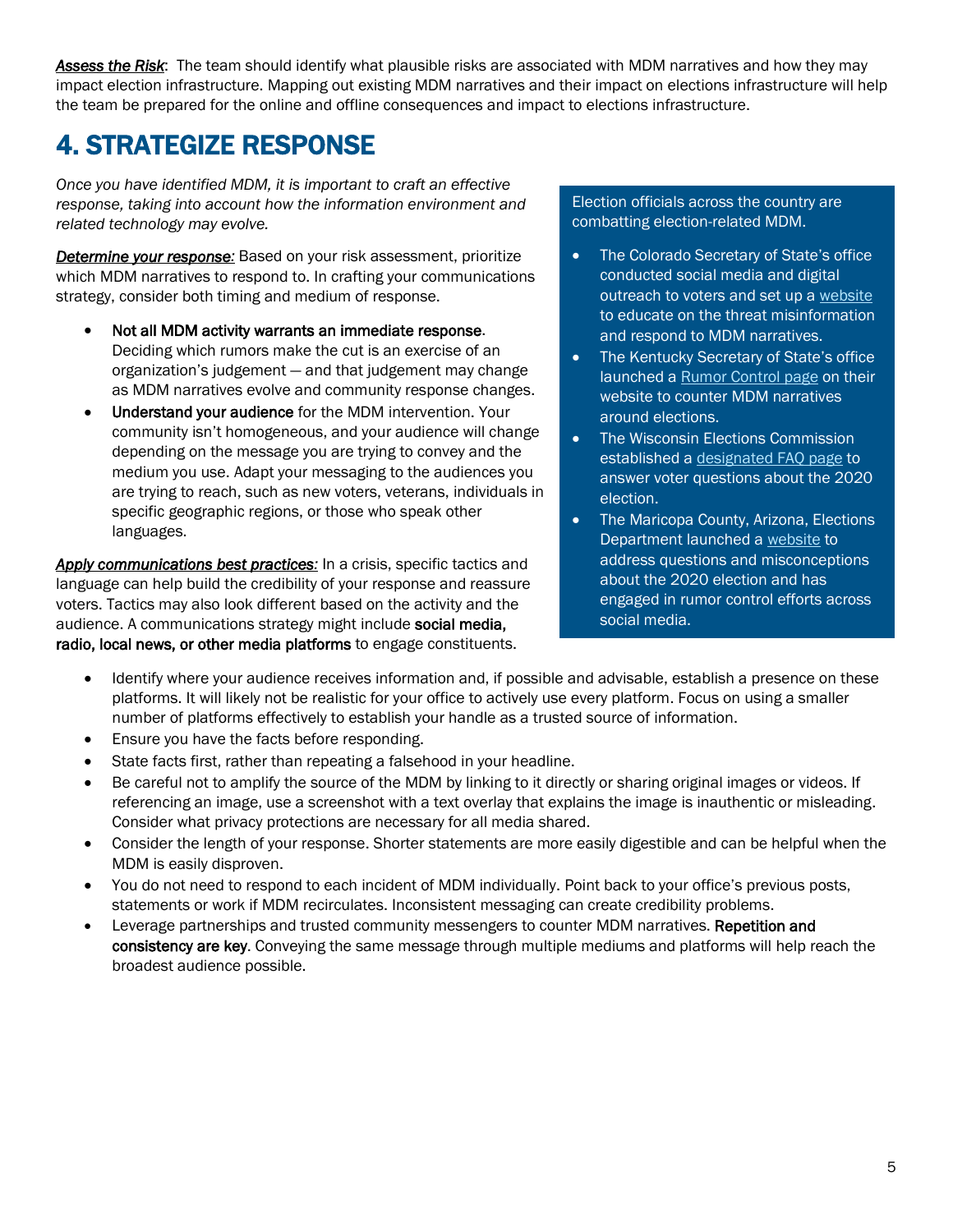***Assess the Risk***: The team should identify what plausible risks are associated with MDM narratives and how they may impact election infrastructure. Mapping out existing MDM narratives and their impact on elections infrastructure will help the team be prepared for the online and offline consequences and impact to elections infrastructure.

# 4. STRATEGIZE RESPONSE

*Once you have identified MDM, it is important to craft an effective response, taking into account how the information environment and related technology may evolve.*

***Determine your response:*** Based on your risk assessment, prioritize which MDM narratives to respond to. In crafting your communications strategy, consider both timing and medium of response.

- **Not all MDM activity warrants an immediate response**. Deciding which rumors make the cut is an exercise of an organization's judgement — and that judgement may change as MDM narratives evolve and community response changes.
- **Understand your audience** for the MDM intervention. Your community isn't homogeneous, and your audience will change depending on the message you are trying to convey and the medium you use. Adapt your messaging to the audiences you are trying to reach, such as new voters, veterans, individuals in specific geographic regions, or those who speak other languages.

***Apply communications best practices:*** In a crisis, specific tactics and language can help build the credibility of your response and reassure voters. Tactics may also look different based on the activity and the audience. A communications strategy might include **social media, radio, local news, or other media platforms** to engage constituents.

- Identify where your audience receives information and, if possible and advisable, establish a presence on these platforms. It will likely not be realistic for your office to actively use every platform. Focus on using a smaller number of platforms effectively to establish your handle as a trusted source of information.
- Ensure you have the facts before responding.
- State facts first, rather than repeating a falsehood in your headline.
- Be careful not to amplify the source of the MDM by linking to it directly or sharing original images or videos. If referencing an image, use a screenshot with a text overlay that explains the image is inauthentic or misleading. Consider what privacy protections are necessary for all media shared.
- Consider the length of your response. Shorter statements are more easily digestible and can be helpful when the MDM is easily disproven.
- You do not need to respond to each incident of MDM individually. Point back to your office's previous posts, statements or work if MDM recirculates. Inconsistent messaging can create credibility problems.
- Leverage partnerships and trusted community messengers to counter MDM narratives. **Repetition and consistency are key**. Conveying the same message through multiple mediums and platforms will help reach the broadest audience possible.

Election officials across the country are combatting election-related MDM.

- The Colorado Secretary of State's office conducted social media and digital outreach to voters and set up a website to educate on the threat misinformation and respond to MDM narratives.
- The Kentucky Secretary of State's office launched a Rumor Control page on their website to counter MDM narratives around elections.
- The Wisconsin Elections Commission established a designated FAQ page to answer voter questions about the 2020 election.
- The Maricopa County, Arizona, Elections Department launched a website to address questions and misconceptions about the 2020 election and has engaged in rumor control efforts across social media.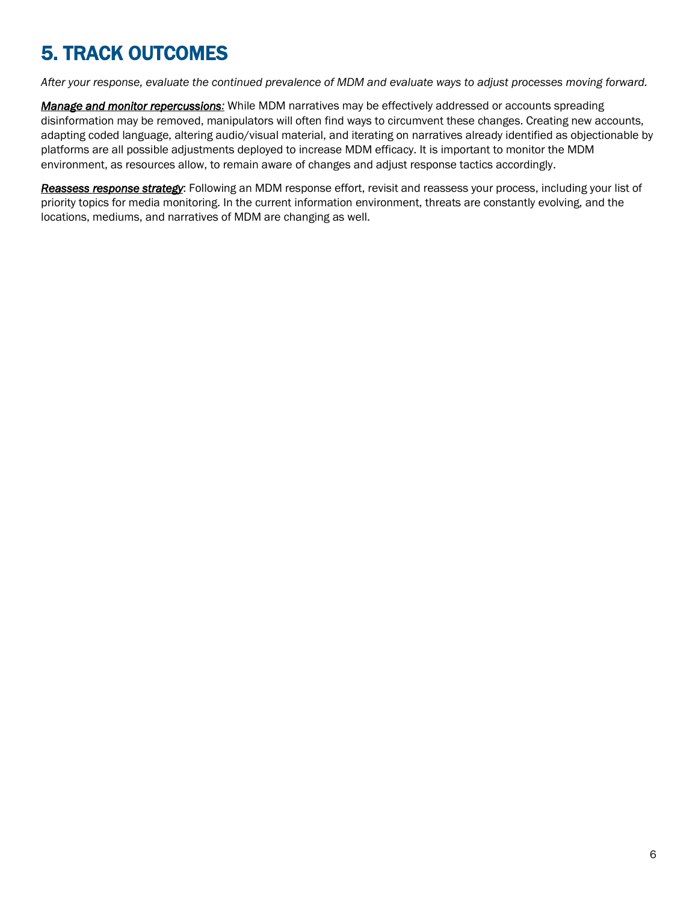# 5. TRACK OUTCOMES

*After your response, evaluate the continued prevalence of MDM and evaluate ways to adjust processes moving forward.*

***Manage and monitor repercussions:*** While MDM narratives may be effectively addressed or accounts spreading disinformation may be removed, manipulators will often find ways to circumvent these changes. Creating new accounts, adapting coded language, altering audio/visual material, and iterating on narratives already identified as objectionable by platforms are all possible adjustments deployed to increase MDM efficacy. It is important to monitor the MDM environment, as resources allow, to remain aware of changes and adjust response tactics accordingly.

***Reassess response strategy***: Following an MDM response effort, revisit and reassess your process, including your list of priority topics for media monitoring. In the current information environment, threats are constantly evolving, and the locations, mediums, and narratives of MDM are changing as well.